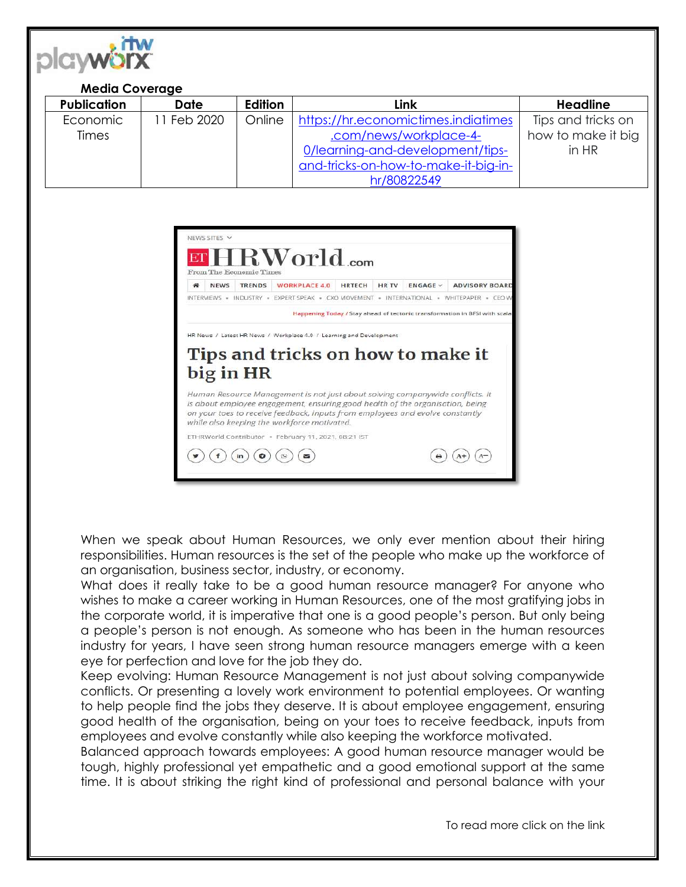**Media Coverage**

| Publication | Date | Edition | Link | Headline |
|---|---|---|---|---|
| Economic Times | 11 Feb 2020 | Online | https://hr.economictimes.indiatimes.com/news/workplace-4-0/learning-and-development/tips-and-tricks-on-how-to-make-it-big-in-hr/80822549 | Tips and tricks on how to make it big in HR |

NEWS SITES

ET HRWorld.com

From The Economic Times

NEWS | TRENDS | WORKPLACE 4.0 | HRTECH | HR TV | ENGAGE | ADVISORY BOARD

INTERVIEWS • INDUSTRY • EXPERT SPEAK • CXO MOVEMENT • INTERNATIONAL • WHITEPAPER • CEO W

Happening Today / Stay ahead of tectonic transformation in BFSI with scala

HR News / Latest HR News / Workplace 4.0 / Learning and Development

# Tips and tricks on how to make it big in HR

*Human Resource Management is not just about solving companywide conflicts. It is about employee engagement, ensuring good health of the organisation, being on your toes to receive feedback, inputs from employees and evolve constantly while also keeping the workforce motivated.*

ETHRWorld Contributor • February 11, 2021, 08:21 IST

When we speak about Human Resources, we only ever mention about their hiring responsibilities. Human resources is the set of the people who make up the workforce of an organisation, business sector, industry, or economy.

What does it really take to be a good human resource manager? For anyone who wishes to make a career working in Human Resources, one of the most gratifying jobs in the corporate world, it is imperative that one is a good people's person. But only being a people's person is not enough. As someone who has been in the human resources industry for years, I have seen strong human resource managers emerge with a keen eye for perfection and love for the job they do.

Keep evolving: Human Resource Management is not just about solving companywide conflicts. Or presenting a lovely work environment to potential employees. Or wanting to help people find the jobs they deserve. It is about employee engagement, ensuring good health of the organisation, being on your toes to receive feedback, inputs from employees and evolve constantly while also keeping the workforce motivated.

Balanced approach towards employees: A good human resource manager would be tough, highly professional yet empathetic and a good emotional support at the same time. It is about striking the right kind of professional and personal balance with your

To read more click on the link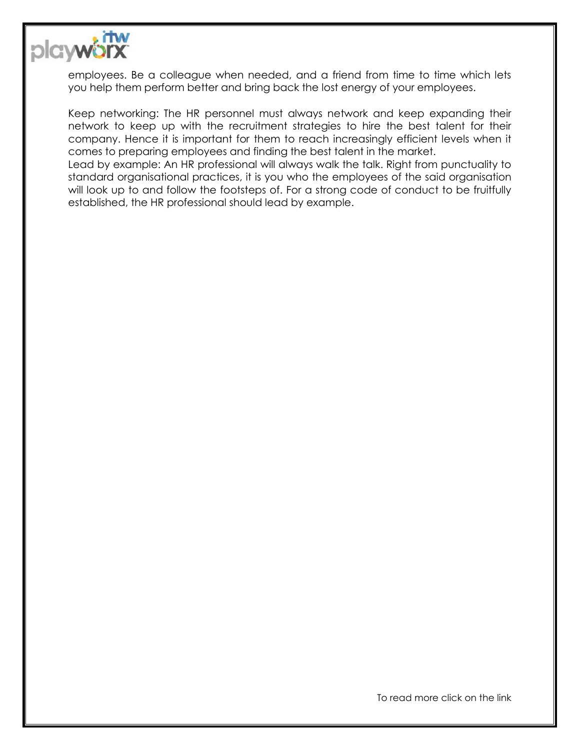employees. Be a colleague when needed, and a friend from time to time which lets you help them perform better and bring back the lost energy of your employees.

Keep networking: The HR personnel must always network and keep expanding their network to keep up with the recruitment strategies to hire the best talent for their company. Hence it is important for them to reach increasingly efficient levels when it comes to preparing employees and finding the best talent in the market.

Lead by example: An HR professional will always walk the talk. Right from punctuality to standard organisational practices, it is you who the employees of the said organisation will look up to and follow the footsteps of. For a strong code of conduct to be fruitfully established, the HR professional should lead by example.

To read more click on the link